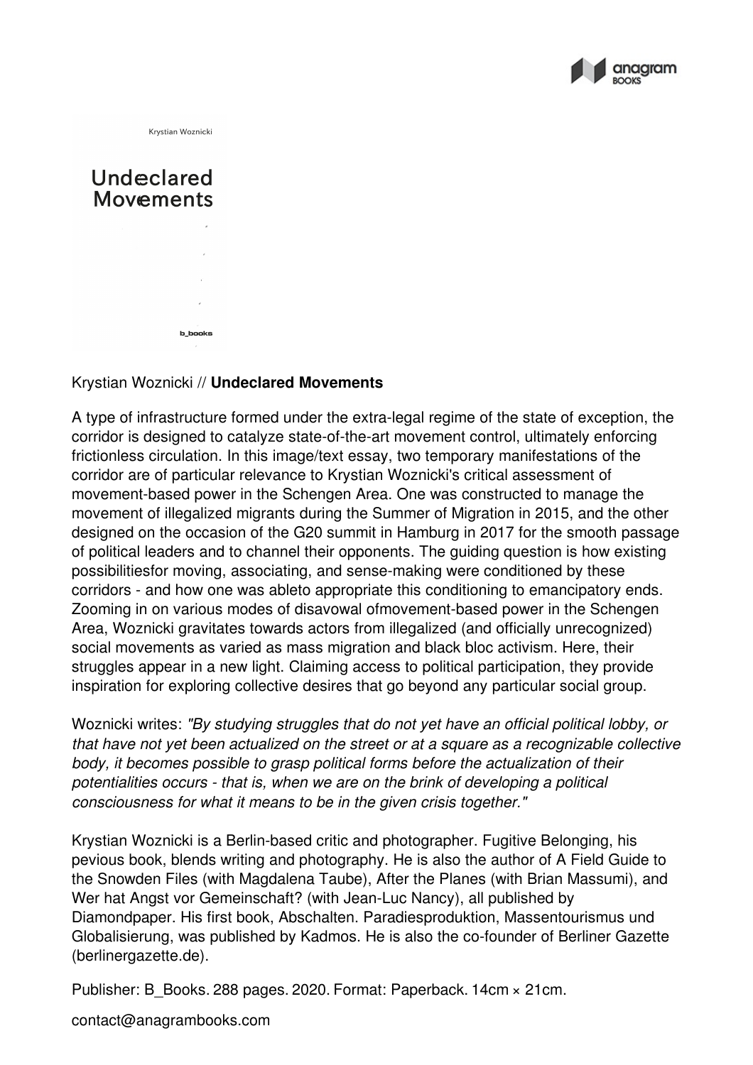Krystian Woznicki // **Undeclared Movements**

A type of infrastructure formed under the extra-legal regime of the state of exception, the corridor is designed to catalyze state-of-the-art movement control, ultimately enforcing frictionless circulation. In this image/text essay, two temporary manifestations of the corridor are of particular relevance to Krystian Woznicki's critical assessment of movement-based power in the Schengen Area. One was constructed to manage the movement of illegalized migrants during the Summer of Migration in 2015, and the other designed on the occasion of the G20 summit in Hamburg in 2017 for the smooth passage of political leaders and to channel their opponents. The guiding question is how existing possibilitiesfor moving, associating, and sense-making were conditioned by these corridors - and how one was ableto appropriate this conditioning to emancipatory ends. Zooming in on various modes of disavowal ofmovement-based power in the Schengen Area, Woznicki gravitates towards actors from illegalized (and officially unrecognized) social movements as varied as mass migration and black bloc activism. Here, their struggles appear in a new light. Claiming access to political participation, they provide inspiration for exploring collective desires that go beyond any particular social group.

Woznicki writes: *"By studying struggles that do not yet have an official political lobby, or that have not yet been actualized on the street or at a square as a recognizable collective body, it becomes possible to grasp political forms before the actualization of their potentialities occurs - that is, when we are on the brink of developing a political consciousness for what it means to be in the given crisis together."*

Krystian Woznicki is a Berlin-based critic and photographer. Fugitive Belonging, his pevious book, blends writing and photography. He is also the author of A Field Guide to the Snowden Files (with Magdalena Taube), After the Planes (with Brian Massumi), and Wer hat Angst vor Gemeinschaft? (with Jean-Luc Nancy), all published by Diamondpaper. His first book, Abschalten. Paradiesproduktion, Massentourismus und Globalisierung, was published by Kadmos. He is also the co-founder of Berliner Gazette (berlinergazette.de).

Publisher: B_Books. 288 pages. 2020. Format: Paperback. 14cm × 21cm.

contact@anagrambooks.com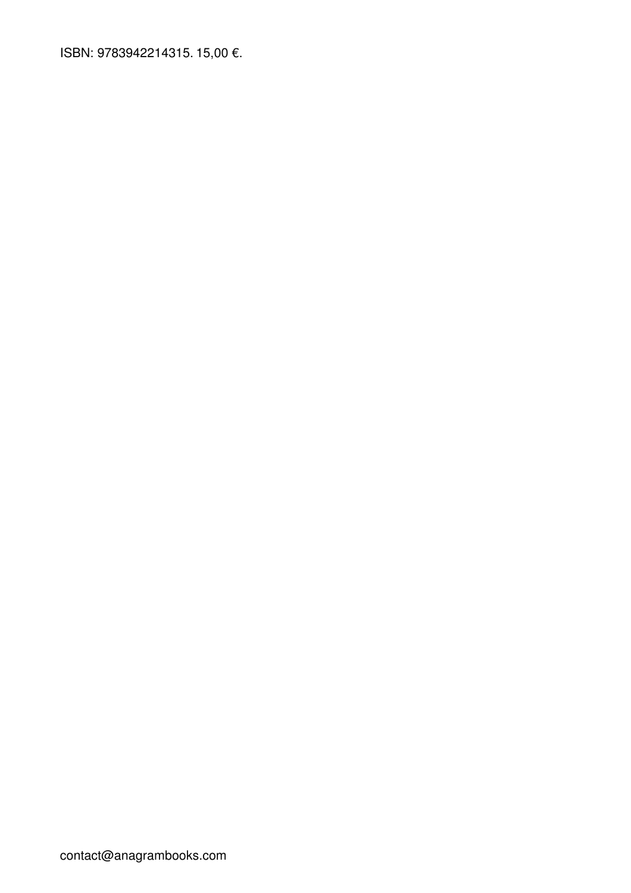ISBN: 9783942214315. 15,00 €.

contact@anagrambooks.com